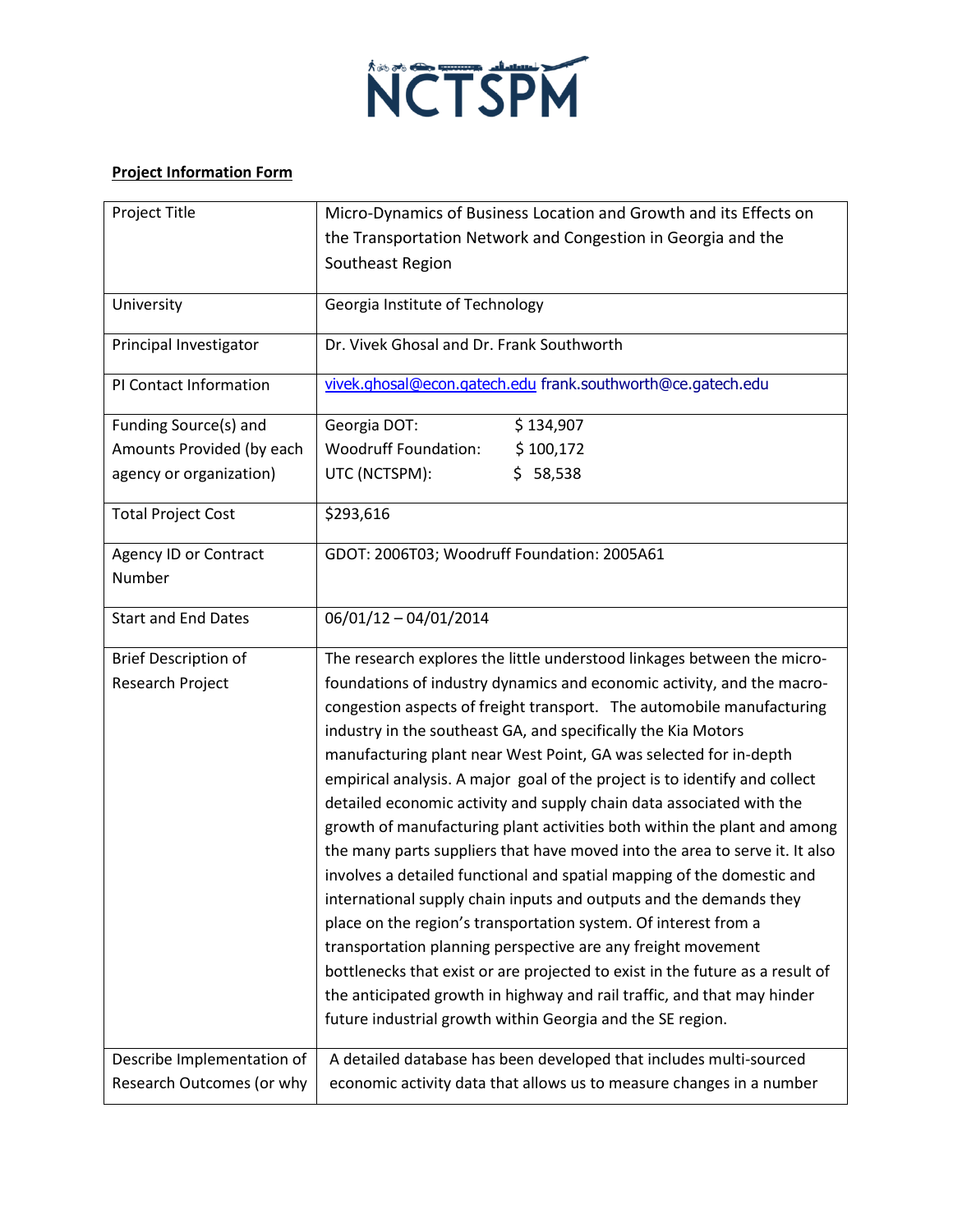NCTSPM

**Project Information Form**

| Project Title | Micro-Dynamics of Business Location and Growth and its Effects on the Transportation Network and Congestion in Georgia and the Southeast Region |
|---|---|
| University | Georgia Institute of Technology |
| Principal Investigator | Dr. Vivek Ghosal and Dr. Frank Southworth |
| PI Contact Information | vivek.ghosal@econ.gatech.edu frank.southworth@ce.gatech.edu |
| Funding Source(s) and Amounts Provided (by each agency or organization) | Georgia DOT: $ 134,907<br>Woodruff Foundation: $ 100,172<br>UTC (NCTSPM): $ 58,538 |
| Total Project Cost | $293,616 |
| Agency ID or Contract Number | GDOT: 2006T03; Woodruff Foundation: 2005A61 |
| Start and End Dates | 06/01/12 – 04/01/2014 |
| Brief Description of Research Project | The research explores the little understood linkages between the micro-foundations of industry dynamics and economic activity, and the macro-congestion aspects of freight transport. The automobile manufacturing industry in the southeast GA, and specifically the Kia Motors manufacturing plant near West Point, GA was selected for in-depth empirical analysis. A major goal of the project is to identify and collect detailed economic activity and supply chain data associated with the growth of manufacturing plant activities both within the plant and among the many parts suppliers that have moved into the area to serve it. It also involves a detailed functional and spatial mapping of the domestic and international supply chain inputs and outputs and the demands they place on the region's transportation system. Of interest from a transportation planning perspective are any freight movement bottlenecks that exist or are projected to exist in the future as a result of the anticipated growth in highway and rail traffic, and that may hinder future industrial growth within Georgia and the SE region. |
| Describe Implementation of Research Outcomes (or why | A detailed database has been developed that includes multi-sourced economic activity data that allows us to measure changes in a number |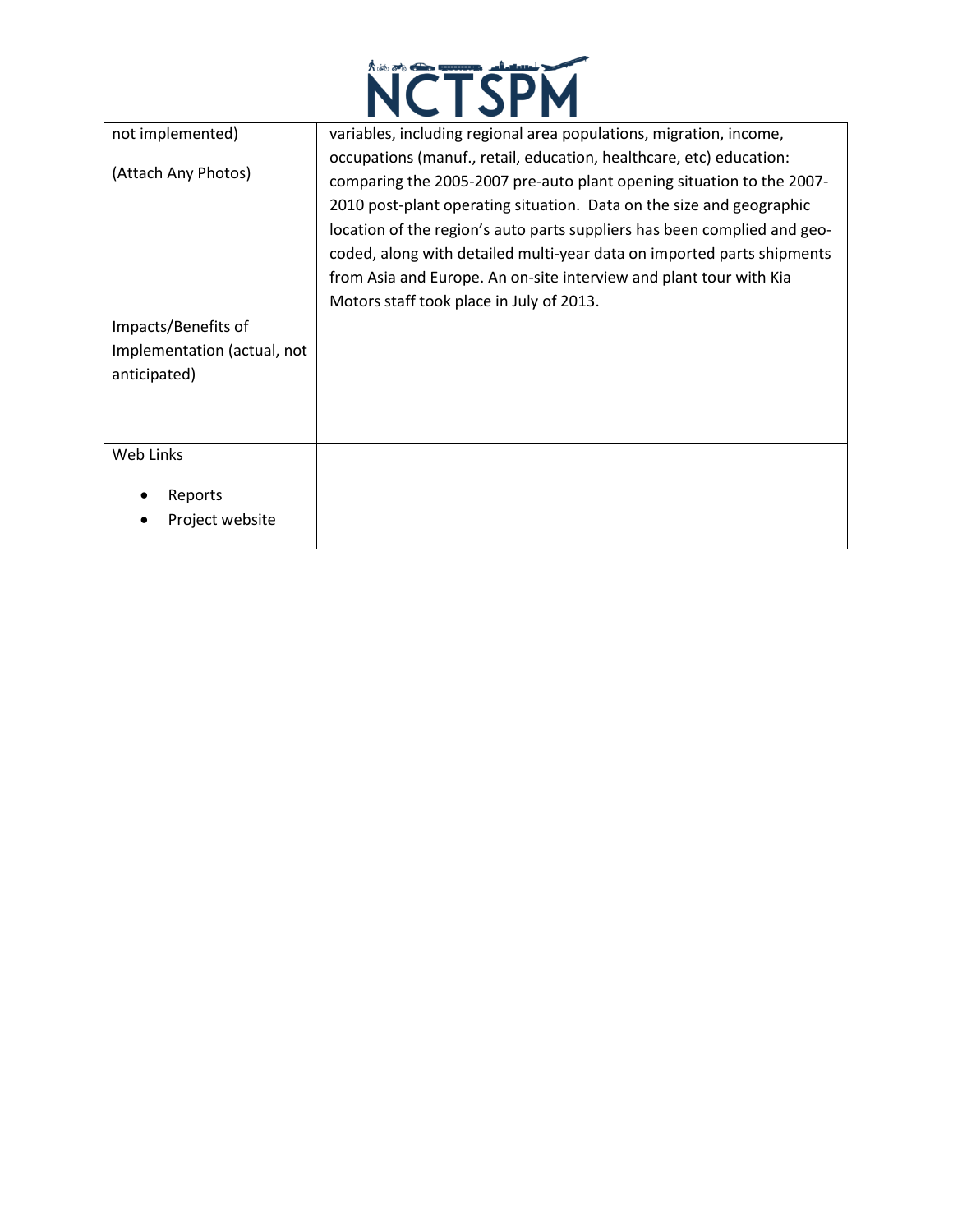| | |
|---|---|
| not implemented)<br><br>(Attach Any Photos) | variables, including regional area populations, migration, income, occupations (manuf., retail, education, healthcare, etc) education: comparing the 2005-2007 pre-auto plant opening situation to the 2007-2010 post-plant operating situation. Data on the size and geographic location of the region's auto parts suppliers has been complied and geo-coded, along with detailed multi-year data on imported parts shipments from Asia and Europe. An on-site interview and plant tour with Kia Motors staff took place in July of 2013. |
| Impacts/Benefits of Implementation (actual, not anticipated) | |
| Web Links<br><br>• Reports<br>• Project website | |